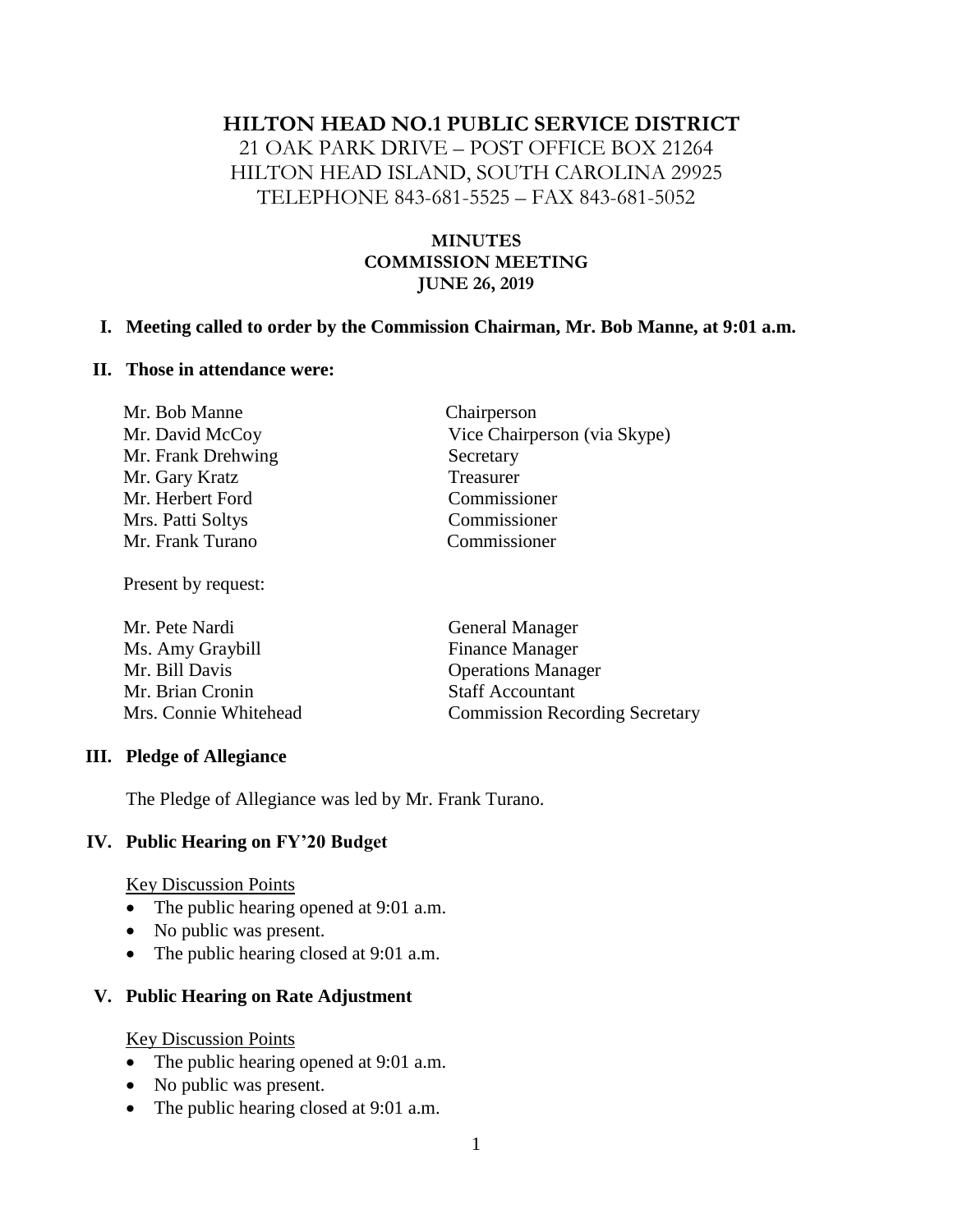# HILTON HEAD NO.1 PUBLIC SERVICE DISTRICT

21 OAK PARK DRIVE – POST OFFICE BOX 21264
HILTON HEAD ISLAND, SOUTH CAROLINA 29925
TELEPHONE 843-681-5525 – FAX 843-681-5052

## MINUTES
## COMMISSION MEETING
## JUNE 26, 2019

### I. Meeting called to order by the Commission Chairman, Mr. Bob Manne, at 9:01 a.m.

### II. Those in attendance were:

| | |
|---|---|
| Mr. Bob Manne | Chairperson |
| Mr. David McCoy | Vice Chairperson (via Skype) |
| Mr. Frank Drehwing | Secretary |
| Mr. Gary Kratz | Treasurer |
| Mr. Herbert Ford | Commissioner |
| Mrs. Patti Soltys | Commissioner |
| Mr. Frank Turano | Commissioner |

Present by request:

| | |
|---|---|
| Mr. Pete Nardi | General Manager |
| Ms. Amy Graybill | Finance Manager |
| Mr. Bill Davis | Operations Manager |
| Mr. Brian Cronin | Staff Accountant |
| Mrs. Connie Whitehead | Commission Recording Secretary |

### III. Pledge of Allegiance

The Pledge of Allegiance was led by Mr. Frank Turano.

### IV. Public Hearing on FY'20 Budget

Key Discussion Points

- The public hearing opened at 9:01 a.m.
- No public was present.
- The public hearing closed at 9:01 a.m.

### V. Public Hearing on Rate Adjustment

Key Discussion Points

- The public hearing opened at 9:01 a.m.
- No public was present.
- The public hearing closed at 9:01 a.m.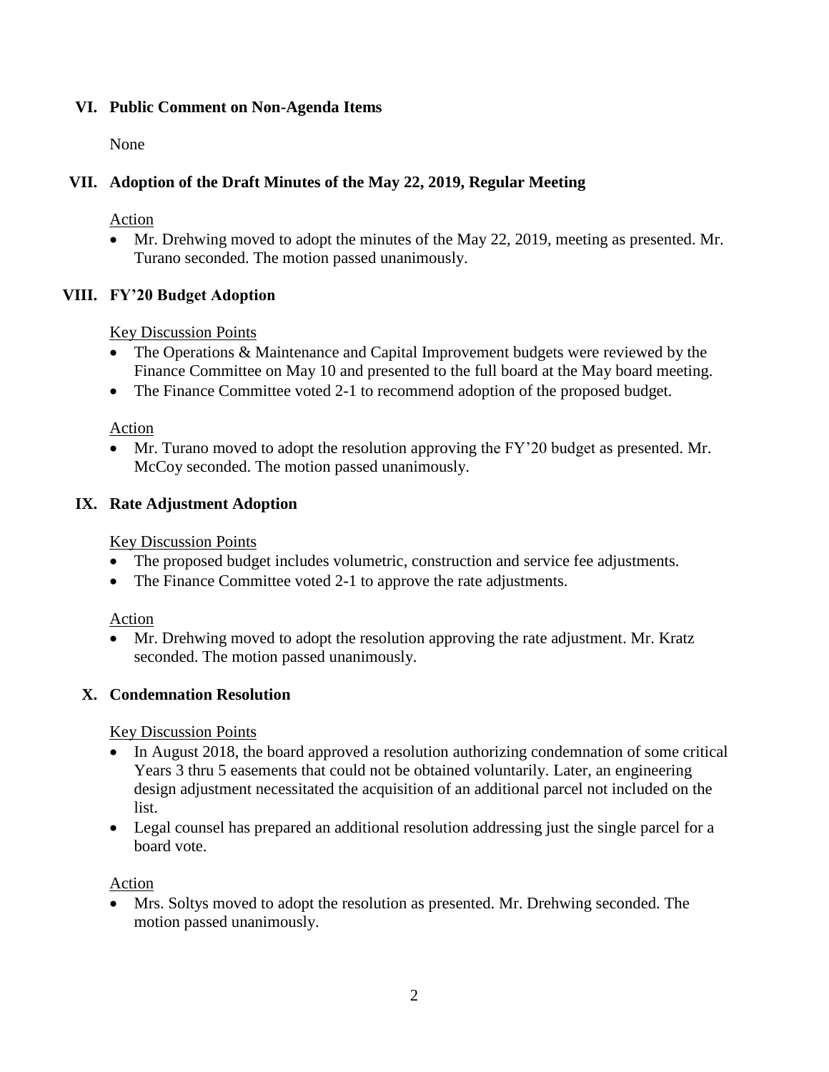## VI. Public Comment on Non-Agenda Items

None

## VII. Adoption of the Draft Minutes of the May 22, 2019, Regular Meeting

Action

- Mr. Drehwing moved to adopt the minutes of the May 22, 2019, meeting as presented. Mr. Turano seconded. The motion passed unanimously.

## VIII. FY'20 Budget Adoption

Key Discussion Points

- The Operations & Maintenance and Capital Improvement budgets were reviewed by the Finance Committee on May 10 and presented to the full board at the May board meeting.
- The Finance Committee voted 2-1 to recommend adoption of the proposed budget.

Action

- Mr. Turano moved to adopt the resolution approving the FY'20 budget as presented. Mr. McCoy seconded. The motion passed unanimously.

## IX. Rate Adjustment Adoption

Key Discussion Points

- The proposed budget includes volumetric, construction and service fee adjustments.
- The Finance Committee voted 2-1 to approve the rate adjustments.

Action

- Mr. Drehwing moved to adopt the resolution approving the rate adjustment. Mr. Kratz seconded. The motion passed unanimously.

## X. Condemnation Resolution

Key Discussion Points

- In August 2018, the board approved a resolution authorizing condemnation of some critical Years 3 thru 5 easements that could not be obtained voluntarily. Later, an engineering design adjustment necessitated the acquisition of an additional parcel not included on the list.
- Legal counsel has prepared an additional resolution addressing just the single parcel for a board vote.

Action

- Mrs. Soltys moved to adopt the resolution as presented. Mr. Drehwing seconded. The motion passed unanimously.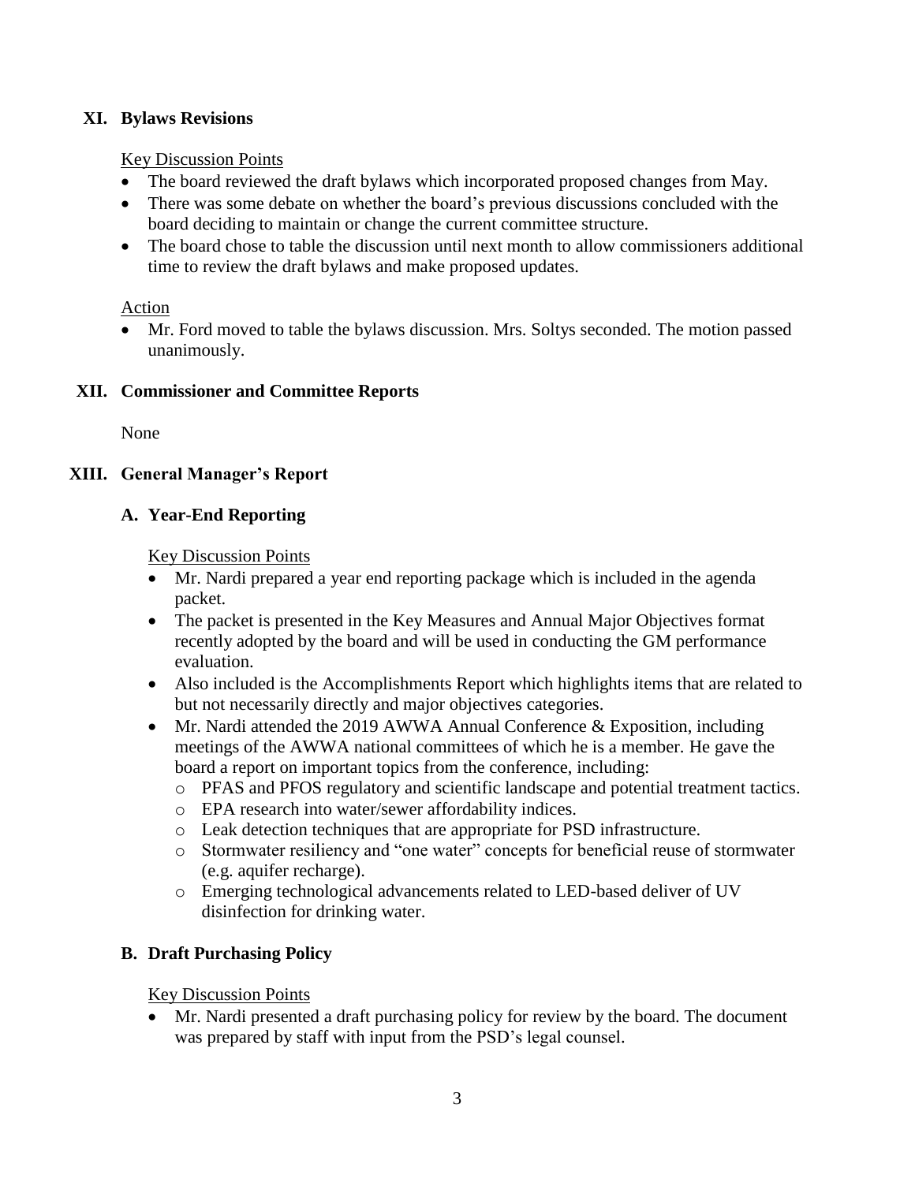## XI. Bylaws Revisions

Key Discussion Points

- The board reviewed the draft bylaws which incorporated proposed changes from May.
- There was some debate on whether the board's previous discussions concluded with the board deciding to maintain or change the current committee structure.
- The board chose to table the discussion until next month to allow commissioners additional time to review the draft bylaws and make proposed updates.

Action

- Mr. Ford moved to table the bylaws discussion. Mrs. Soltys seconded. The motion passed unanimously.

## XII. Commissioner and Committee Reports

None

## XIII. General Manager's Report

### A. Year-End Reporting

Key Discussion Points

- Mr. Nardi prepared a year end reporting package which is included in the agenda packet.
- The packet is presented in the Key Measures and Annual Major Objectives format recently adopted by the board and will be used in conducting the GM performance evaluation.
- Also included is the Accomplishments Report which highlights items that are related to but not necessarily directly and major objectives categories.
- Mr. Nardi attended the 2019 AWWA Annual Conference & Exposition, including meetings of the AWWA national committees of which he is a member. He gave the board a report on important topics from the conference, including:
  - PFAS and PFOS regulatory and scientific landscape and potential treatment tactics.
  - EPA research into water/sewer affordability indices.
  - Leak detection techniques that are appropriate for PSD infrastructure.
  - Stormwater resiliency and "one water" concepts for beneficial reuse of stormwater (e.g. aquifer recharge).
  - Emerging technological advancements related to LED-based deliver of UV disinfection for drinking water.

### B. Draft Purchasing Policy

Key Discussion Points

- Mr. Nardi presented a draft purchasing policy for review by the board. The document was prepared by staff with input from the PSD's legal counsel.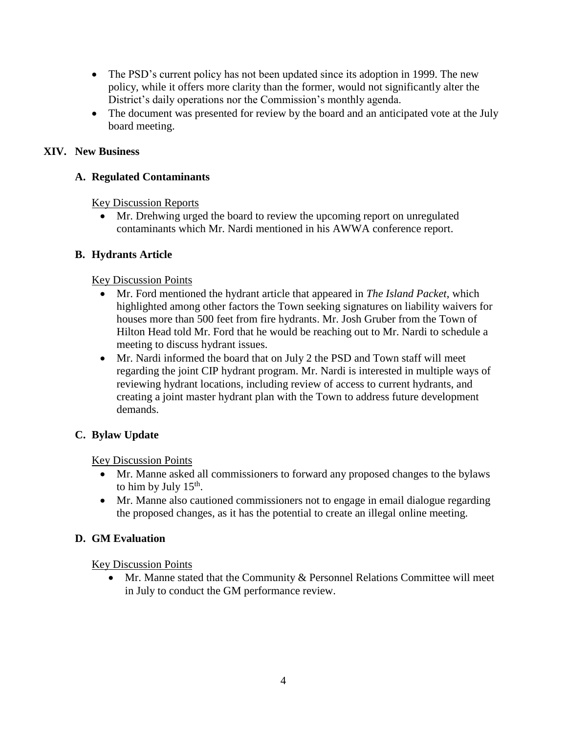- The PSD's current policy has not been updated since its adoption in 1999. The new policy, while it offers more clarity than the former, would not significantly alter the District's daily operations nor the Commission's monthly agenda.
- The document was presented for review by the board and an anticipated vote at the July board meeting.

## XIV. New Business

### A. Regulated Contaminants

Key Discussion Reports

- Mr. Drehwing urged the board to review the upcoming report on unregulated contaminants which Mr. Nardi mentioned in his AWWA conference report.

### B. Hydrants Article

Key Discussion Points

- Mr. Ford mentioned the hydrant article that appeared in *The Island Packet*, which highlighted among other factors the Town seeking signatures on liability waivers for houses more than 500 feet from fire hydrants. Mr. Josh Gruber from the Town of Hilton Head told Mr. Ford that he would be reaching out to Mr. Nardi to schedule a meeting to discuss hydrant issues.
- Mr. Nardi informed the board that on July 2 the PSD and Town staff will meet regarding the joint CIP hydrant program. Mr. Nardi is interested in multiple ways of reviewing hydrant locations, including review of access to current hydrants, and creating a joint master hydrant plan with the Town to address future development demands.

### C. Bylaw Update

Key Discussion Points

- Mr. Manne asked all commissioners to forward any proposed changes to the bylaws to him by July 15th.
- Mr. Manne also cautioned commissioners not to engage in email dialogue regarding the proposed changes, as it has the potential to create an illegal online meeting.

### D. GM Evaluation

Key Discussion Points

- Mr. Manne stated that the Community & Personnel Relations Committee will meet in July to conduct the GM performance review.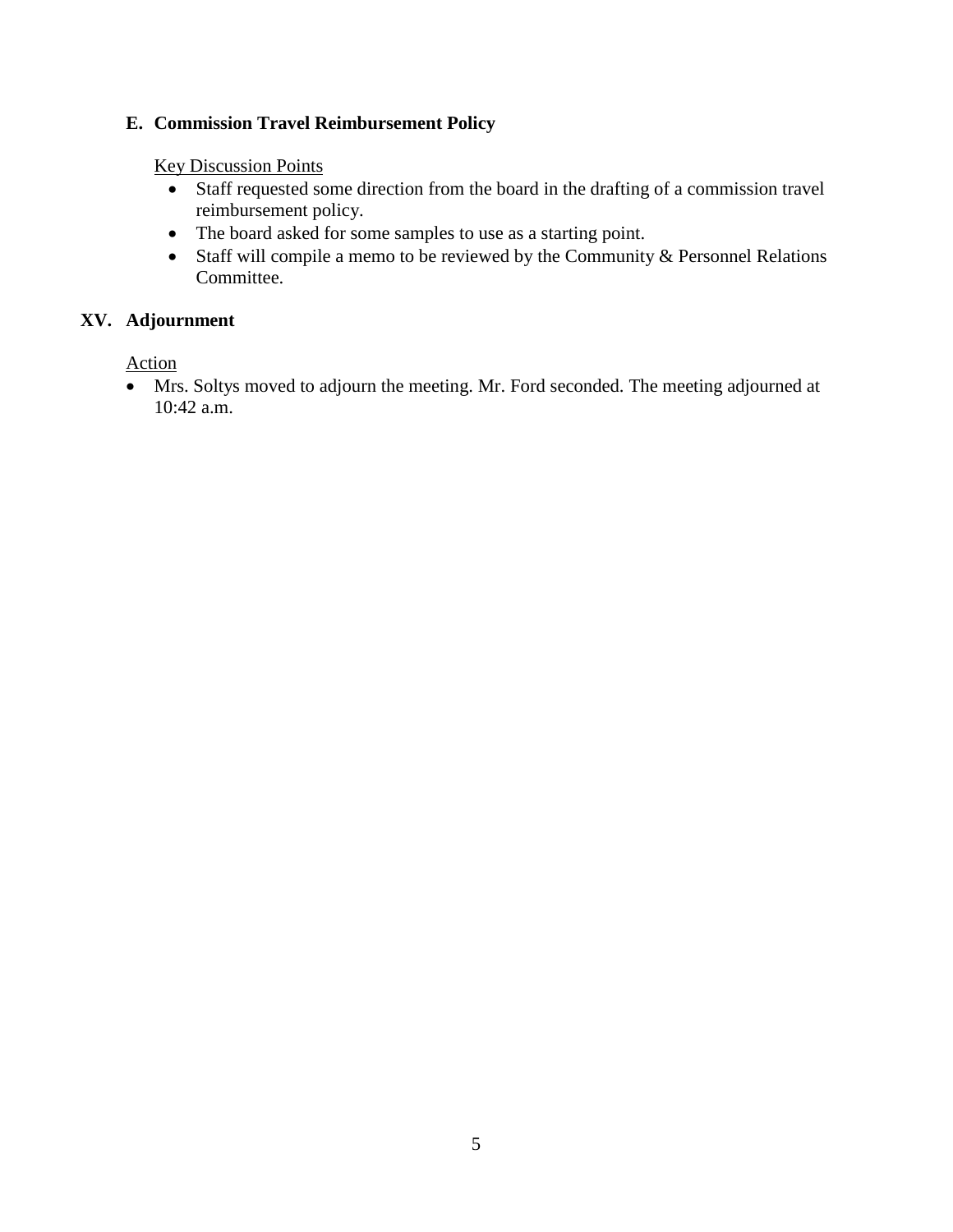### E. Commission Travel Reimbursement Policy

Key Discussion Points

- Staff requested some direction from the board in the drafting of a commission travel reimbursement policy.
- The board asked for some samples to use as a starting point.
- Staff will compile a memo to be reviewed by the Community & Personnel Relations Committee.

## XV. Adjournment

Action

- Mrs. Soltys moved to adjourn the meeting. Mr. Ford seconded. The meeting adjourned at 10:42 a.m.